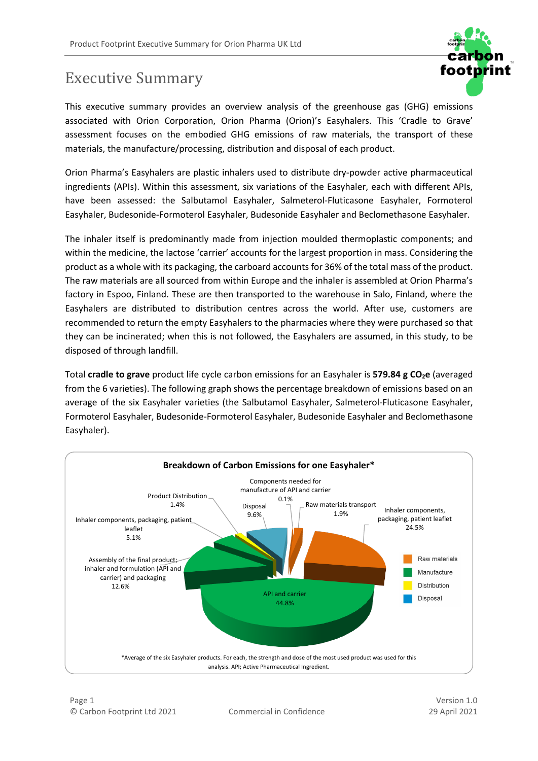# Executive Summary

This executive summary provides an overview analysis of the greenhouse gas (GHG) emissions associated with Orion Corporation, Orion Pharma (Orion)'s Easyhalers. This 'Cradle to Grave' assessment focuses on the embodied GHG emissions of raw materials, the transport of these materials, the manufacture/processing, distribution and disposal of each product.

Orion Pharma's Easyhalers are plastic inhalers used to distribute dry-powder active pharmaceutical ingredients (APIs). Within this assessment, six variations of the Easyhaler, each with different APIs, have been assessed: the Salbutamol Easyhaler, Salmeterol-Fluticasone Easyhaler, Formoterol Easyhaler, Budesonide-Formoterol Easyhaler, Budesonide Easyhaler and Beclomethasone Easyhaler.

The inhaler itself is predominantly made from injection moulded thermoplastic components; and within the medicine, the lactose 'carrier' accounts for the largest proportion in mass. Considering the product as a whole with its packaging, the carboard accounts for 36% of the total mass of the product. The raw materials are all sourced from within Europe and the inhaler is assembled at Orion Pharma's factory in Espoo, Finland. These are then transported to the warehouse in Salo, Finland, where the Easyhalers are distributed to distribution centres across the world. After use, customers are recommended to return the empty Easyhalers to the pharmacies where they were purchased so that they can be incinerated; when this is not followed, the Easyhalers are assumed, in this study, to be disposed of through landfill.

Total **cradle to grave** product life cycle carbon emissions for an Easyhaler is **579.84 g $CO_2$e** (averaged from the 6 varieties). The following graph shows the percentage breakdown of emissions based on an average of the six Easyhaler varieties (the Salbutamol Easyhaler, Salmeterol-Fluticasone Easyhaler, Formoterol Easyhaler, Budesonide-Formoterol Easyhaler, Budesonide Easyhaler and Beclomethasone Easyhaler).

**Breakdown of Carbon Emissions for one Easyhaler***

| Category | Component | Share |
| --- | --- | --- |
| Raw materials | Components needed for manufacture of API and carrier | 0.1% |
| Raw materials | Raw materials transport | 1.9% |
| Raw materials | Inhaler components, packaging, patient leaflet | 24.5% |
| Manufacture | API and carrier | 44.8% |
| Manufacture | Assembly of the final product; inhaler and formulation (API and carrier) and packaging | 12.6% |
| Manufacture | Inhaler components, packaging, patient leaflet | 5.1% |
| Distribution | Product Distribution | 1.4% |
| Disposal | Disposal | 9.6% |

*Average of the six Easyhaler products. For each, the strength and dose of the most used product was used for this analysis. API; Active Pharmaceutical Ingredient.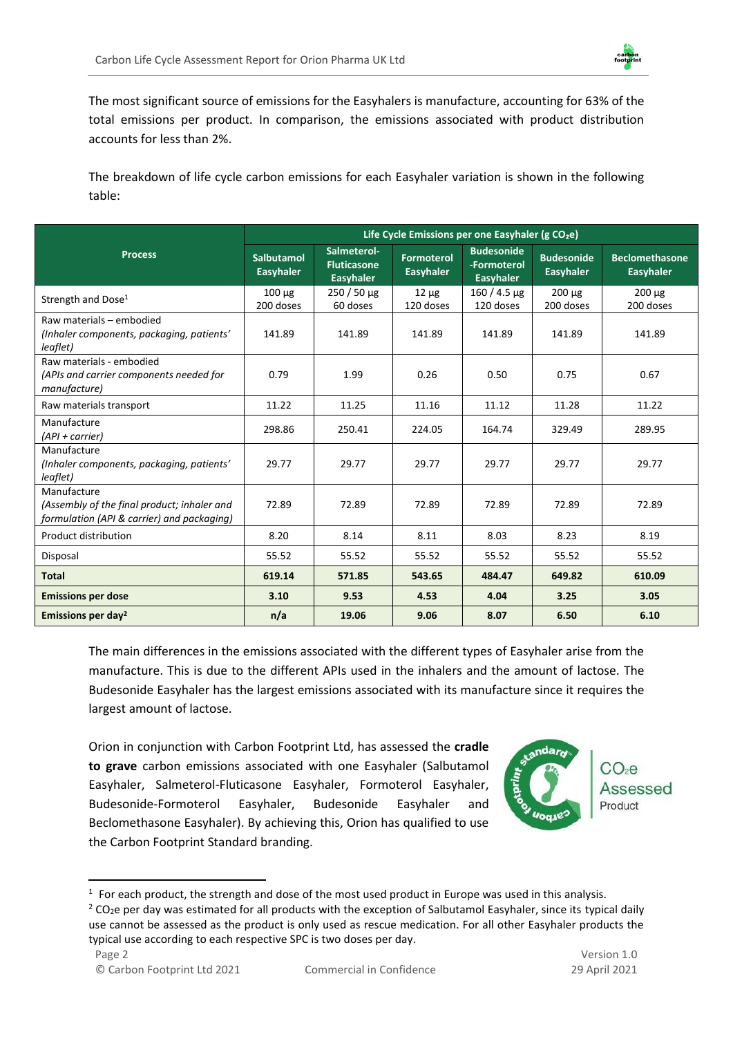The most significant source of emissions for the Easyhalers is manufacture, accounting for 63% of the total emissions per product. In comparison, the emissions associated with product distribution accounts for less than 2%.

The breakdown of life cycle carbon emissions for each Easyhaler variation is shown in the following table:

| Process | Life Cycle Emissions per one Easyhaler (g $CO_2e$) | | | | | |
|---|---|---|---|---|---|---|
| | **Salbutamol Easyhaler** | **Salmeterol-Fluticasone Easyhaler** | **Formoterol Easyhaler** | **Budesonide -Formoterol Easyhaler** | **Budesonide Easyhaler** | **Beclomethasone Easyhaler** |
| Strength and Dose[1] | 100 µg 200 doses | 250 / 50 µg 60 doses | 12 µg 120 doses | 160 / 4.5 µg 120 doses | 200 µg 200 doses | 200 µg 200 doses |
| Raw materials – embodied *(Inhaler components, packaging, patients' leaflet)* | 141.89 | 141.89 | 141.89 | 141.89 | 141.89 | 141.89 |
| Raw materials - embodied *(APIs and carrier components needed for manufacture)* | 0.79 | 1.99 | 0.26 | 0.50 | 0.75 | 0.67 |
| Raw materials transport | 11.22 | 11.25 | 11.16 | 11.12 | 11.28 | 11.22 |
| Manufacture *(API + carrier)* | 298.86 | 250.41 | 224.05 | 164.74 | 329.49 | 289.95 |
| Manufacture *(Inhaler components, packaging, patients' leaflet)* | 29.77 | 29.77 | 29.77 | 29.77 | 29.77 | 29.77 |
| Manufacture *(Assembly of the final product; inhaler and formulation (API & carrier) and packaging)* | 72.89 | 72.89 | 72.89 | 72.89 | 72.89 | 72.89 |
| Product distribution | 8.20 | 8.14 | 8.11 | 8.03 | 8.23 | 8.19 |
| Disposal | 55.52 | 55.52 | 55.52 | 55.52 | 55.52 | 55.52 |
| **Total** | **619.14** | **571.85** | **543.65** | **484.47** | **649.82** | **610.09** |
| **Emissions per dose** | **3.10** | **9.53** | **4.53** | **4.04** | **3.25** | **3.05** |
| **Emissions per day[2]** | **n/a** | **19.06** | **9.06** | **8.07** | **6.50** | **6.10** |

The main differences in the emissions associated with the different types of Easyhaler arise from the manufacture. This is due to the different APIs used in the inhalers and the amount of lactose. The Budesonide Easyhaler has the largest emissions associated with its manufacture since it requires the largest amount of lactose.

Orion in conjunction with Carbon Footprint Ltd, has assessed the **cradle to grave** carbon emissions associated with one Easyhaler (Salbutamol Easyhaler, Salmeterol-Fluticasone Easyhaler, Formoterol Easyhaler, Budesonide-Formoterol Easyhaler, Budesonide Easyhaler and Beclomethasone Easyhaler). By achieving this, Orion has qualified to use the Carbon Footprint Standard branding.

carbon footprint standard

$CO_2e$ Assessed Product

---

[1] For each product, the strength and dose of the most used product in Europe was used in this analysis.

[2] $CO_2e$ per day was estimated for all products with the exception of Salbutamol Easyhaler, since its typical daily use cannot be assessed as the product is only used as rescue medication. For all other Easyhaler products the typical use according to each respective SPC is two doses per day.